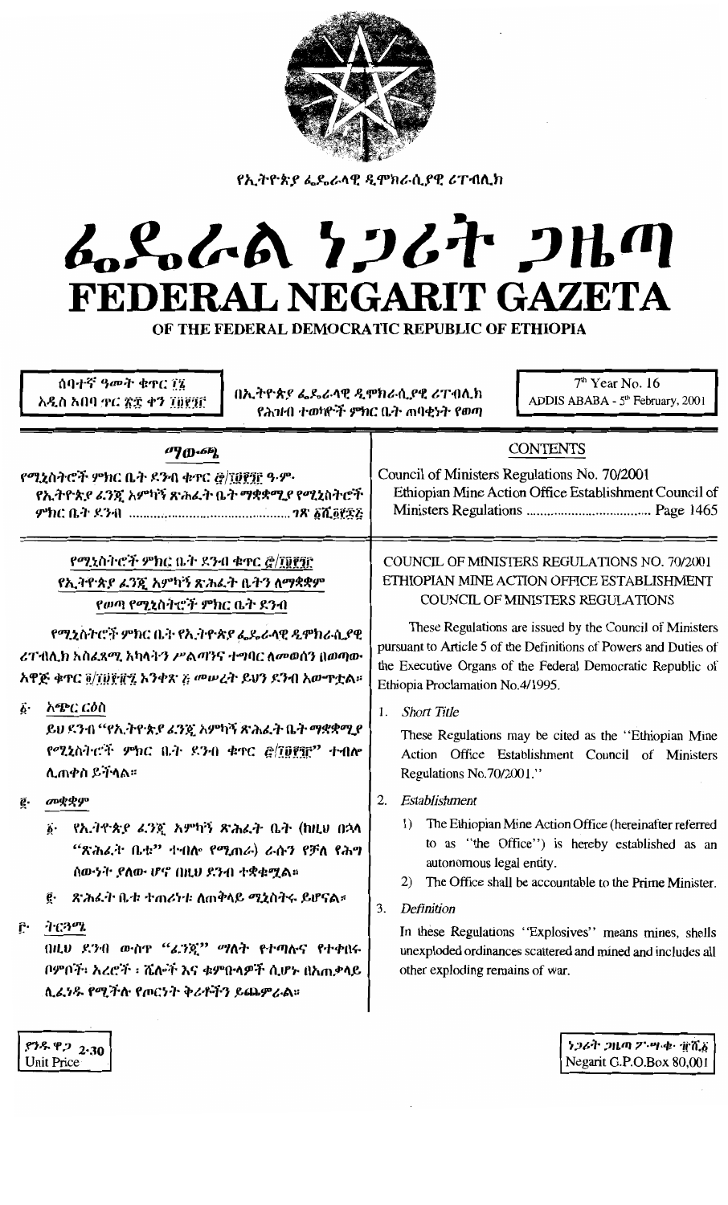የኢትዮጵያ ፌዴራላዊ ዲሞክራሲያዊ ሪፐብሊክ

# ፌዴራል ነጋሪት ጋዜጣ
# FEDERAL NEGARIT GAZETA
## OF THE FEDERAL DEMOCRATIC REPUBLIC OF ETHIOPIA

ሰባተኛ ዓመት ቁጥር ፲፮
አዲስ አበባ ጥር ፳፰ ቀን ፲፱፻፺፫

በኢትዮጵያ ፌዴራላዊ ዲሞክራሲያዊ ሪፐብሊክ የሕዝብ ተወካዮች ምክር ቤት ጠባቂነት የወጣ

7th Year No. 16
ADDIS ABABA - 5th February, 2001

## ማውጫ

የሚኒስትሮች ምክር ቤት ደንብ ቁጥር ፸/፲፱፻፺፫ ዓ.ም.
የኢትዮጵያ ፈንጂ አምካኝ ጽሕፈት ቤት ማቋቋሚያ የሚኒስትሮች ምክር ቤት ደንብ ..................... ገጽ ፩ሺ፬፻፷፭

## CONTENTS

Council of Ministers Regulations No. 70/2001
Ethiopian Mine Action Office Establishment Council of Ministers Regulations ..................... Page 1465

## የሚኒስትሮች ምክር ቤት ደንብ ቁጥር ፸/፲፱፻፺፫
## የኢትዮጵያ ፈንጂ አምካኝ ጽሕፈት ቤትን ለማቋቋም የወጣ የሚኒስትሮች ምክር ቤት ደንብ

የሚኒስትሮች ምክር ቤት የኢትዮጵያ ፌዴራላዊ ዲሞክራሲያዊ ሪፐብሊክ አስፈጻሚ አካላትን ሥልጣንና ተግባር ለመወሰን በወጣው አዋጅ ቁጥር ፬/፲፱፻፹፯ አንቀጽ ፭ መሠረት ይህን ደንብ አውጥቷል።

፩· አጭር ርዕስ

ይህ ደንብ "የኢትዮጵያ ፈንጂ አምካኝ ጽሕፈት ቤት ማቋቋሚያ የሚኒስትሮች ምክር ቤት ደንብ ቁጥር ፸/፲፱፻፺፫" ተብሎ ሊጠቀስ ይችላል።

፪· መቋቋም

፩· የኢትዮጵያ ፈንጂ አምካኝ ጽሕፈት ቤት (ከዚህ በኋላ "ጽሕፈት ቤቱ" ተብሎ የሚጠራ) ራሱን የቻለ የሕግ ሰውነት ያለው ሆኖ በዚህ ደንብ ተቋቁሟል።

፪· ጽሕፈት ቤቱ ተጠሪነቱ ለጠቅላይ ሚኒስትሩ ይሆናል።

፫· ትርጓሜ

በዚህ ደንብ ውስጥ "ፈንጂ" ማለት የተጣሉና የተቀበሩ በምቦች፣ አረሮች ፣ ሼሎች እና ቁምቡላዎች ሲሆኑ በአጠቃላይ ሊፈነዱ የሚችሉ የጦርነት ቅሪቶችን ይጨምራል።

## COUNCIL OF MINISTERS REGULATIONS NO. 70/2001
## ETHIOPIAN MINE ACTION OFFICE ESTABLISHMENT COUNCIL OF MINISTERS REGULATIONS

These Regulations are issued by the Council of Ministers pursuant to Article 5 of the Definitions of Powers and Duties of the Executive Organs of the Federal Democratic Republic of Ethiopia Proclamation No.4/1995.

1. *Short Title*

These Regulations may be cited as the "Ethiopian Mine Action Office Establishment Council of Ministers Regulations No.70/2001."

2. *Establishment*

1) The Ethiopian Mine Action Office (hereinafter referred to as "the Office") is hereby established as an autonomous legal entity.

2) The Office shall be accountable to the Prime Minister.

3. *Definition*

In these Regulations "Explosives" means mines, shells unexploded ordinances scattered and mined and includes all other exploding remains of war.

ያንዱ ዋጋ 2.30
Unit Price

ነጋሪት ጋዜጣ ፖ.ሣ.ቁ. ፹ሺ፩
Negarit G.P.O.Box 80,001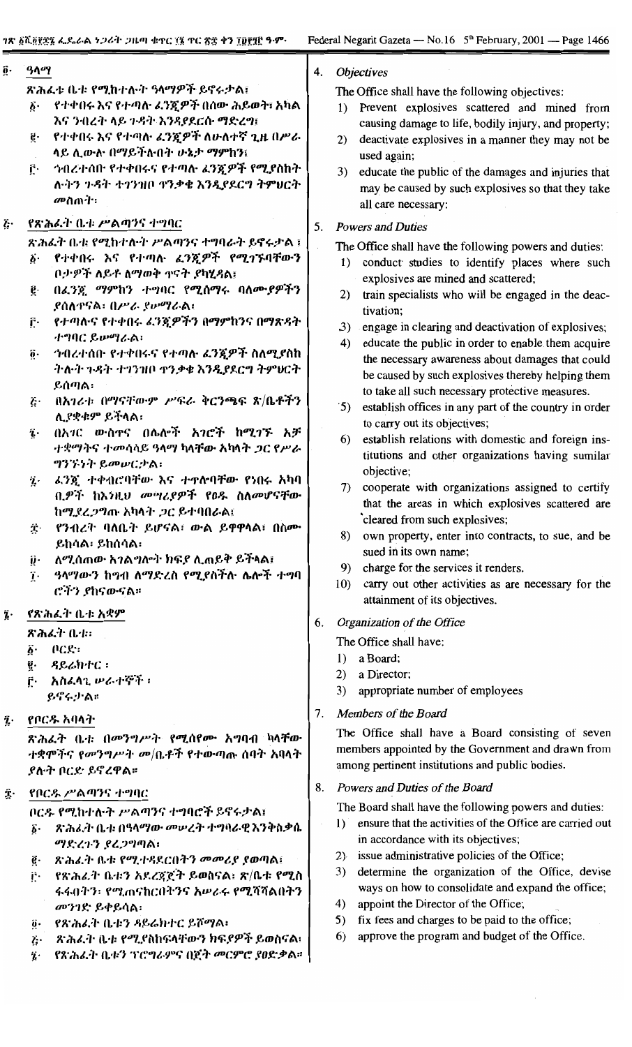፬· ዓላማ

ጽሕፈት ቤቱ የሚከተሉት ዓላማዎች ይኖሩታል፤

፩· የተቀበሩ እና የተጣሉ ፈንጂዎች በሰው ሕይወት፣ አካል እና ንብረት ላይ ጉዳት እንዳያደርሱ ማድረግ፤

፪· የተቀበሩ እና የተጣሉ ፈንጂዎች ለሁለተኛ ጊዜ በሥራ ላይ ሊውሉ በማይችሉበት ሁኔታ ማምከን፤

፫· ኅብረተሰቡ የተቀበሩና የተጣሉ ፈንጂዎች የሚያስከትሉትን ጉዳት ተገንዝቦ ጥንቃቄ እንዲያደርግ ትምህርት መስጠት፡

፭· የጽሕፈት ቤቱ ሥልጣንና ተግባር

ጽሕፈት ቤቱ የሚከተሉት ሥልጣንና ተግባራት ይኖሩታል ፤

፩· የተቀበሩ እና የተጣሉ ፈንጂዎች የሚገኙባቸውን ቦታዎች ለይቶ ለማወቅ ጥናት ያካሂዳል፤

፪· በፈንጂ ማምከን ተግባር የሚሰማሩ ባለሙያዎችን ያሰለጥናል፣ በሥራ ያሠማራል፣

፫· የተጣሉና የተቀበሩ ፈንጂዎችን በማምከንና በማጽዳት ተግባር ይሠማራል፣

፬· ኅብረተሰቡ የተቀበሩና የተጣሉ ፈንጂዎች ስለሚያስከትሉት ጉዳት ተገንዝቦ ጥንቃቄ እንዲያደርግ ትምህርት ይሰጣል፣

፭· በአገሪቱ በማናቸውም ሥፍራ ቅርንጫፍ ጽ/ቤቶችን ሊያቋቁም ይችላል፣

፮· በአገር ውስጥና በሌሎች አገሮች ከሚገኙ አቻ ተቋማትና ተመሳሳይ ዓላማ ካላቸው አካላት ጋር የሥራ ግንኙነት ይመሠርታል፣

፯· ፈንጂ ተቀብሮባቸው እና ተጥሎባቸው የነበሩ አካባቢዎች ከእንዚህ መሣሪያዎች የፀዱ ስለመሆናቸው ከሚያረጋግጡ አካላት ጋር ይተባበራል፤

፰· የንብረት ባለቤት ይሆናል፣ ውል ይዋዋላል፣ በስሙ ይከሳል፣ ይከሰሳል፣

፱· ለሚሰጠው አገልግሎት ክፍያ ሊጠይቅ ይችላል፤

፲· ዓላማውን ከግብ ለማድረስ የሚያስችሉ ሌሎች ተግባሮችን ያከናውናል።

፮· የጽሕፈት ቤቱ አቋም

ጽሕፈት ቤቱ፡

፩· ቦርድ፡

፪· ዳይሬክተር ፡

፫· አስፈላጊ ሠራተኞች ፡

ይኖሩታል።

፯· የቦርዱ አባላት

ጽሕፈት ቤቱ በመንግሥት የሚሰየሙ አግባብ ካላቸው ተቋሞችና የመንግሥት መ/ቤቶች የተውጣጡ ሰባት አባላት ያሉት ቦርድ ይኖረዋል።

፰· የቦርዱ ሥልጣንና ተግባር

ቦርዱ የሚከተሉት ሥልጣንና ተግባሮች ይኖሩታል፤

፩· ጽሕፈት ቤቱ በዓላማው መሠረት ተግባራዊ እንቅስቃሴ ማድረጉን ያረጋግጣል፤

፪· ጽሕፈት ቤቱ የሚተዳደርበትን መመሪያ ያወጣል፤

፫· የጽሕፈት ቤቱን አደረጃጀት ይወስናል፣ ጽ/ቤቱ የሚስፋፋበትን፣ የሚጠናከርበትንና አሠራሩ የሚሻሻልበትን መንገድ ይቀይሳል፣

፬· የጽሕፈት ቤቱን ዳይሬክተር ይሾማል፣

፭· ጽሕፈት ቤቱ የሚያከናውናቸውን ክፍያዎች ይወስናል፣

፮· የጽሕፈት ቤቱን ፕሮግራምና በጀት መርምሮ ያፀድቃል።

4. *Objectives*

The Office shall have the following objectives:

1) Prevent explosives scattered and mined from causing damage to life, bodily injury, and property;
2) deactivate explosives in a manner they may not be used again;
3) educate the public of the damages and injuries that may be caused by such explosives so that they take all care necessary:

5. *Powers and Duties*

The Office shall have the following powers and duties:

1) conduct studies to identify places where such explosives are mined and scattered;
2) train specialists who will be engaged in the deactivation;
3) engage in clearing and deactivation of explosives;
4) educate the public in order to enable them acquire the necessary awareness about damages that could be caused by such explosives thereby helping them to take all such necessary protective measures.
5) establish offices in any part of the country in order to carry out its objectives;
6) establish relations with domestic and foreign institutions and other organizations having sumilar objective;
7) cooperate with organizations assigned to certify that the areas in which explosives scattered are cleared from such explosives;
8) own property, enter into contracts, to sue, and be sued in its own name;
9) charge for the services it renders.
10) carry out other activities as are necessary for the attainment of its objectives.

6. *Organization of the Office*

The Office shall have:

1) a Board;
2) a Director;
3) appropriate number of employees

7. *Members of the Board*

The Office shall have a Board consisting of seven members appointed by the Government and drawn from among pertinent institutions and public bodies.

8. *Powers and Duties of the Board*

The Board shall have the following powers and duties:

1) ensure that the activities of the Office are carried out in accordance with its objectives;
2) issue administrative policies of the Office;
3) determine the organization of the Office, devise ways on how to consolidate and expand the office;
4) appoint the Director of the Office;
5) fix fees and charges to be paid to the office;
6) approve the program and budget of the Office.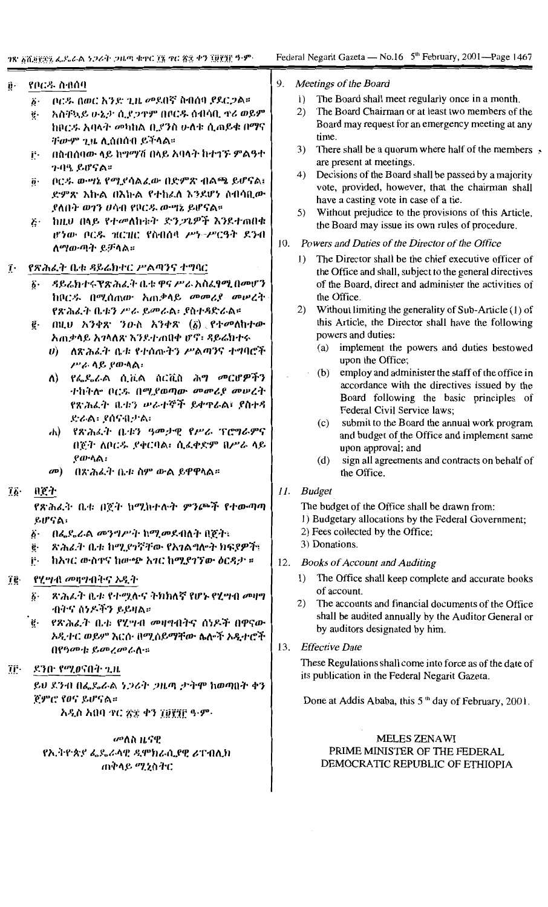፱· የቦርዱ ስብሰባ

፩· ቦርዱ በወር አንድ ጊዜ መደበኛ ስብሰባ ያደርጋል።

፪· አስቸኳይ ሁኔታ ሲያጋጥም በቦርዱ ሰብሳቢ ጥሪ ወይም ከቦርዱ አባላት መካከል ቢያንስ ሁለቱ ሲጠይቁ በማናቸውም ጊዜ ሊሰበሰብ ይችላል።

፫· በስብሰባው ላይ ከግማሽ በላይ አባላት ከተገኙ ምልዓተ ጉባዔ ይሆናል።

፬· ቦርዱ ውሳኔ የሚያሳልፈው በድምጽ ብልጫ ይሆናል፤ ድምጽ እኩል በእኩል የተከፈለ እንደሆነ ሰብሳቢው ያለበት ወገን ሀሳብ የቦርዱ ውሳኔ ይሆናል።

፭· ከዚህ በላይ የተመለከቱት ድንጋጌዎች እንደተጠበቁ ሆነው ቦርዱ ዝርዝር የስብሰባ ሥነ-ሥርዓት ደንብ ለማውጣት ይችላል።

፲· የጽሕፈት ቤቱ ዳይሬክተር ሥልጣንና ተግባር

፩· ዳይሬክተሩ የጽሕፈት ቤቱ ዋና ሥራ አስፈፃሚ በመሆን ከቦርዱ በሚሰጠው አጠቃላይ መመሪያ መሠረት የጽሕፈት ቤቱን ሥራ ይመራል፣ ያስተዳድራል።

፪· በዚህ አንቀጽ ንዑስ አንቀጽ (፩) የተመለከተው አጠቃላይ አገላለጽ እንደተጠበቀ ሆኖ፣ ዳይሬክተሩ፦

ሀ) ለጽሕፈት ቤቱ የተሰጡትን ሥልጣንና ተግባሮች ሥራ ላይ ያውላል፤

ለ) የፌዴራል ሲቪል ሰርቪስ ሕግ መርሆዎችን ተከትሎ ቦርዱ በሚያወጣው መመሪያ መሠረት የጽሕፈት ቤቱን ሠራተኞች ይቀጥራል፣ ያስተዳድራል፣ ያሰናብታል፤

ሐ) የጽሕፈት ቤቱን ዓመታዊ የሥራ ፕሮግራምና በጀት ለቦርዱ ያቀርባል፤ ሲፈቀድም በሥራ ላይ ያውላል፤

መ) በጽሕፈት ቤቱ ስም ውል ይዋዋላል።

፲፩· በጀት

የጽሕፈት ቤቱ በጀት ከሚከተሉት ምንጮች የተውጣጣ ይሆናል፤

፩· በፌዴራል መንግሥት ከሚመደብለት በጀት፣

፪· ጽሕፈት ቤቱ ከሚያገኛቸው የአገልግሎት ክፍያዎች፣

፫· ከአገር ውስጥና ከውጭ አገር ከሚያገኘው ዕርዳታ ።

፲፪· የሂሣብ መዛግብትና ኦዲት

፩· ጽሕፈት ቤቱ የተሟሉና ትክክለኛ የሆኑ የሂሣብ መዛግብትና ሰነዶችን ይይዛል።

፪· የጽሕፈት ቤቱ የሂሣብ መዛግብትና ሰነዶች በዋናው ኦዲተር ወይም እርሱ በሚሰይማቸው ሌሎች ኦዲተሮች በየዓመቱ ይመረመራሉ።

፲፫· ደንቡ የሚፀናበት ጊዜ

ይህ ደንብ በፌዴራል ነጋሪት ጋዜጣ ታትሞ ከወጣበት ቀን ጀምሮ የፀና ይሆናል።

አዲስ አበባ ጥር ፳፰ ቀን ፲፱፻፺፫ ዓ·ም·

መለስ ዜናዊ
የኢትዮጵያ ፌዴራላዊ ዲሞክራሲያዊ ሪፐብሊክ
ጠቅላይ ሚኒስትር

9. *Meetings of the Board*

1) The Board shall meet regularly once in a month.
2) The Board Chairman or at least two members of the Board may request for an emergency meeting at any time.
3) There shall be a quorum where half of the members are present at meetings.
4) Decisions of the Board shall be passed by a majority vote, provided, however, that the chairman shall have a casting vote in case of a tie.
5) Without prejudice to the provisions of this Article, the Board may issue its own rules of procedure.

10. *Powers and Duties of the Director of the Office*

1) The Director shall be the chief executive officer of the Office and shall, subject to the general directives of the Board, direct and administer the activities of the Office.
2) Without limiting the generality of Sub-Article (1) of this Article, the Director shall have the following powers and duties:
   (a) implement the powers and duties bestowed upon the Office;
   (b) employ and administer the staff of the office in accordance with the directives issued by the Board following the basic principles of Federal Civil Service laws;
   (c) submit to the Board the annual work program and budget of the Office and implement same upon approval; and
   (d) sign all agreements and contracts on behalf of the Office.

11. *Budget*

The budget of the Office shall be drawn from:

1) Budgetary allocations by the Federal Government;
2) Fees collected by the Office;
3) Donations.

12. *Books of Account and Auditing*

1) The Office shall keep complete and accurate books of account.
2) The accounts and financial documents of the Office shall be audited annually by the Auditor General or by auditors designated by him.

13. *Effective Date*

These Regulations shall come into force as of the date of its publication in the Federal Negarit Gazeta.

Done at Addis Ababa, this 5th day of February, 2001.

MELES ZENAWI
PRIME MINISTER OF THE FEDERAL DEMOCRATIC REPUBLIC OF ETHIOPIA